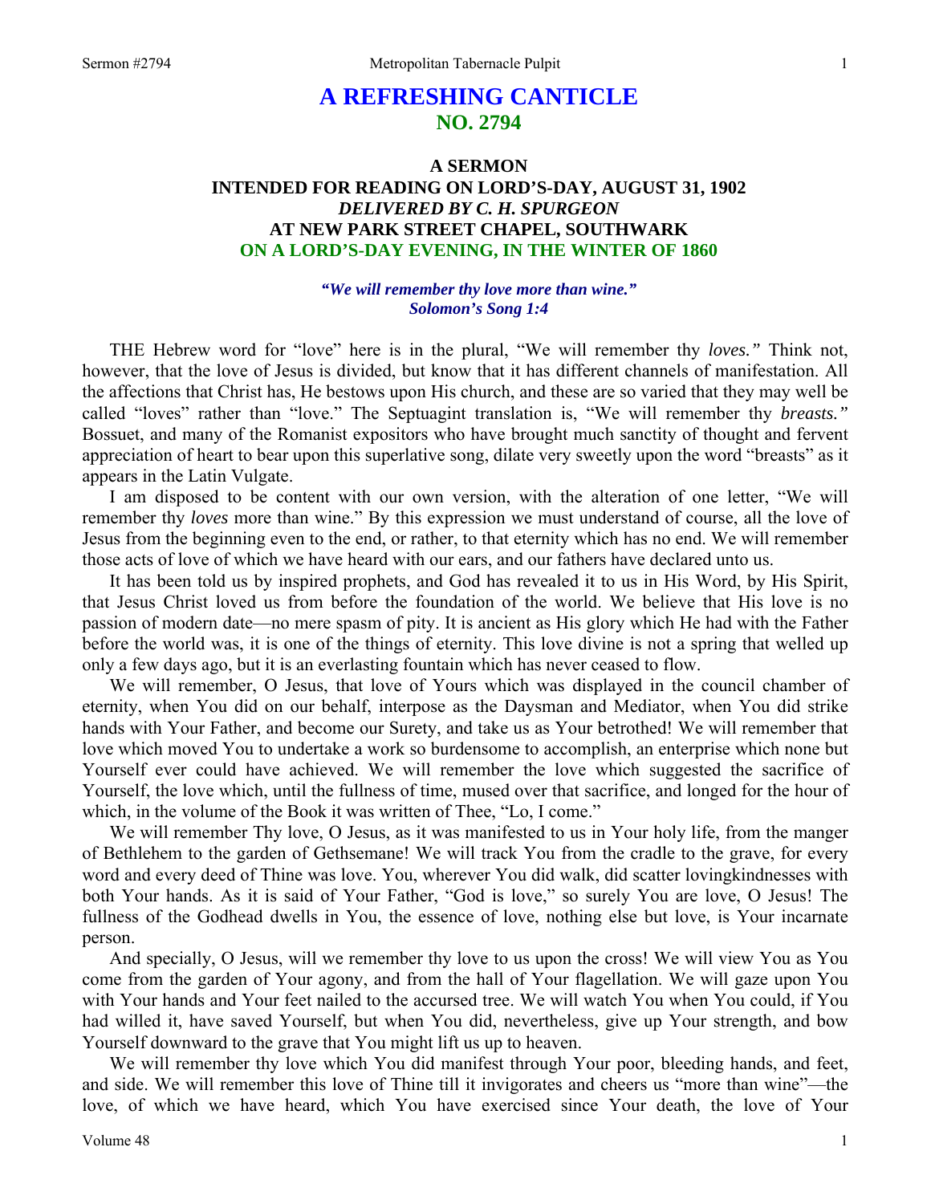# A REFRESHING CANTICLE
## NO. 2794

### A SERMON
### INTENDED FOR READING ON LORD'S-DAY, AUGUST 31, 1902
### *DELIVERED BY C. H. SPURGEON*
### AT NEW PARK STREET CHAPEL, SOUTHWARK
### ON A LORD'S-DAY EVENING, IN THE WINTER OF 1860

***"We will remember thy love more than wine." Solomon's Song 1:4***

THE Hebrew word for "love" here is in the plural, "We will remember thy *loves."* Think not, however, that the love of Jesus is divided, but know that it has different channels of manifestation. All the affections that Christ has, He bestows upon His church, and these are so varied that they may well be called "loves" rather than "love." The Septuagint translation is, "We will remember thy *breasts."* Bossuet, and many of the Romanist expositors who have brought much sanctity of thought and fervent appreciation of heart to bear upon this superlative song, dilate very sweetly upon the word "breasts" as it appears in the Latin Vulgate.

I am disposed to be content with our own version, with the alteration of one letter, "We will remember thy *loves* more than wine." By this expression we must understand of course, all the love of Jesus from the beginning even to the end, or rather, to that eternity which has no end. We will remember those acts of love of which we have heard with our ears, and our fathers have declared unto us.

It has been told us by inspired prophets, and God has revealed it to us in His Word, by His Spirit, that Jesus Christ loved us from before the foundation of the world. We believe that His love is no passion of modern date—no mere spasm of pity. It is ancient as His glory which He had with the Father before the world was, it is one of the things of eternity. This love divine is not a spring that welled up only a few days ago, but it is an everlasting fountain which has never ceased to flow.

We will remember, O Jesus, that love of Yours which was displayed in the council chamber of eternity, when You did on our behalf, interpose as the Daysman and Mediator, when You did strike hands with Your Father, and become our Surety, and take us as Your betrothed! We will remember that love which moved You to undertake a work so burdensome to accomplish, an enterprise which none but Yourself ever could have achieved. We will remember the love which suggested the sacrifice of Yourself, the love which, until the fullness of time, mused over that sacrifice, and longed for the hour of which, in the volume of the Book it was written of Thee, "Lo, I come."

We will remember Thy love, O Jesus, as it was manifested to us in Your holy life, from the manger of Bethlehem to the garden of Gethsemane! We will track You from the cradle to the grave, for every word and every deed of Thine was love. You, wherever You did walk, did scatter lovingkindnesses with both Your hands. As it is said of Your Father, "God is love," so surely You are love, O Jesus! The fullness of the Godhead dwells in You, the essence of love, nothing else but love, is Your incarnate person.

And specially, O Jesus, will we remember thy love to us upon the cross! We will view You as You come from the garden of Your agony, and from the hall of Your flagellation. We will gaze upon You with Your hands and Your feet nailed to the accursed tree. We will watch You when You could, if You had willed it, have saved Yourself, but when You did, nevertheless, give up Your strength, and bow Yourself downward to the grave that You might lift us up to heaven.

We will remember thy love which You did manifest through Your poor, bleeding hands, and feet, and side. We will remember this love of Thine till it invigorates and cheers us "more than wine"—the love, of which we have heard, which You have exercised since Your death, the love of Your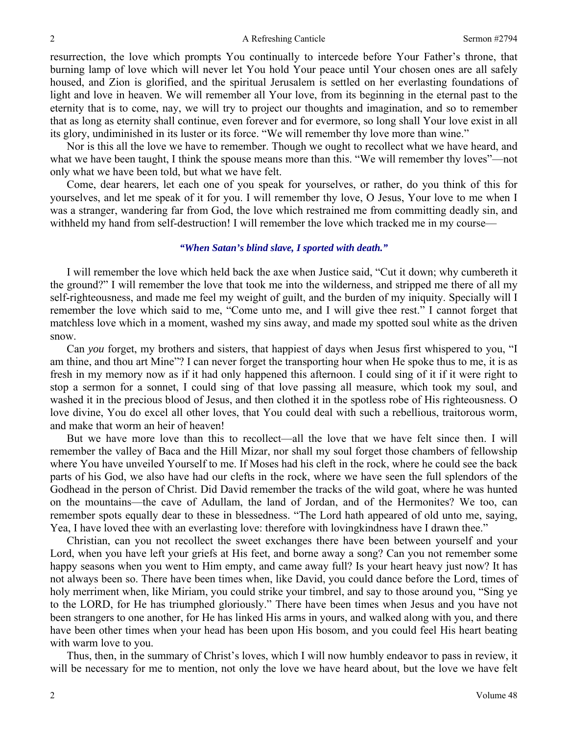resurrection, the love which prompts You continually to intercede before Your Father's throne, that burning lamp of love which will never let You hold Your peace until Your chosen ones are all safely housed, and Zion is glorified, and the spiritual Jerusalem is settled on her everlasting foundations of light and love in heaven. We will remember all Your love, from its beginning in the eternal past to the eternity that is to come, nay, we will try to project our thoughts and imagination, and so to remember that as long as eternity shall continue, even forever and for evermore, so long shall Your love exist in all its glory, undiminished in its luster or its force. "We will remember thy love more than wine."

Nor is this all the love we have to remember. Though we ought to recollect what we have heard, and what we have been taught, I think the spouse means more than this. "We will remember thy loves"—not only what we have been told, but what we have felt.

Come, dear hearers, let each one of you speak for yourselves, or rather, do you think of this for yourselves, and let me speak of it for you. I will remember thy love, O Jesus, Your love to me when I was a stranger, wandering far from God, the love which restrained me from committing deadly sin, and withheld my hand from self-destruction! I will remember the love which tracked me in my course—

*"When Satan's blind slave, I sported with death."*

I will remember the love which held back the axe when Justice said, "Cut it down; why cumbereth it the ground?" I will remember the love that took me into the wilderness, and stripped me there of all my self-righteousness, and made me feel my weight of guilt, and the burden of my iniquity. Specially will I remember the love which said to me, "Come unto me, and I will give thee rest." I cannot forget that matchless love which in a moment, washed my sins away, and made my spotted soul white as the driven snow.

Can *you* forget, my brothers and sisters, that happiest of days when Jesus first whispered to you, "I am thine, and thou art Mine"? I can never forget the transporting hour when He spoke thus to me, it is as fresh in my memory now as if it had only happened this afternoon. I could sing of it if it were right to stop a sermon for a sonnet, I could sing of that love passing all measure, which took my soul, and washed it in the precious blood of Jesus, and then clothed it in the spotless robe of His righteousness. O love divine, You do excel all other loves, that You could deal with such a rebellious, traitorous worm, and make that worm an heir of heaven!

But we have more love than this to recollect—all the love that we have felt since then. I will remember the valley of Baca and the Hill Mizar, nor shall my soul forget those chambers of fellowship where You have unveiled Yourself to me. If Moses had his cleft in the rock, where he could see the back parts of his God, we also have had our clefts in the rock, where we have seen the full splendors of the Godhead in the person of Christ. Did David remember the tracks of the wild goat, where he was hunted on the mountains—the cave of Adullam, the land of Jordan, and of the Hermonites? We too, can remember spots equally dear to these in blessedness. "The Lord hath appeared of old unto me, saying, Yea, I have loved thee with an everlasting love: therefore with lovingkindness have I drawn thee."

Christian, can you not recollect the sweet exchanges there have been between yourself and your Lord, when you have left your griefs at His feet, and borne away a song? Can you not remember some happy seasons when you went to Him empty, and came away full? Is your heart heavy just now? It has not always been so. There have been times when, like David, you could dance before the Lord, times of holy merriment when, like Miriam, you could strike your timbrel, and say to those around you, "Sing ye to the LORD, for He has triumphed gloriously." There have been times when Jesus and you have not been strangers to one another, for He has linked His arms in yours, and walked along with you, and there have been other times when your head has been upon His bosom, and you could feel His heart beating with warm love to you.

Thus, then, in the summary of Christ's loves, which I will now humbly endeavor to pass in review, it will be necessary for me to mention, not only the love we have heard about, but the love we have felt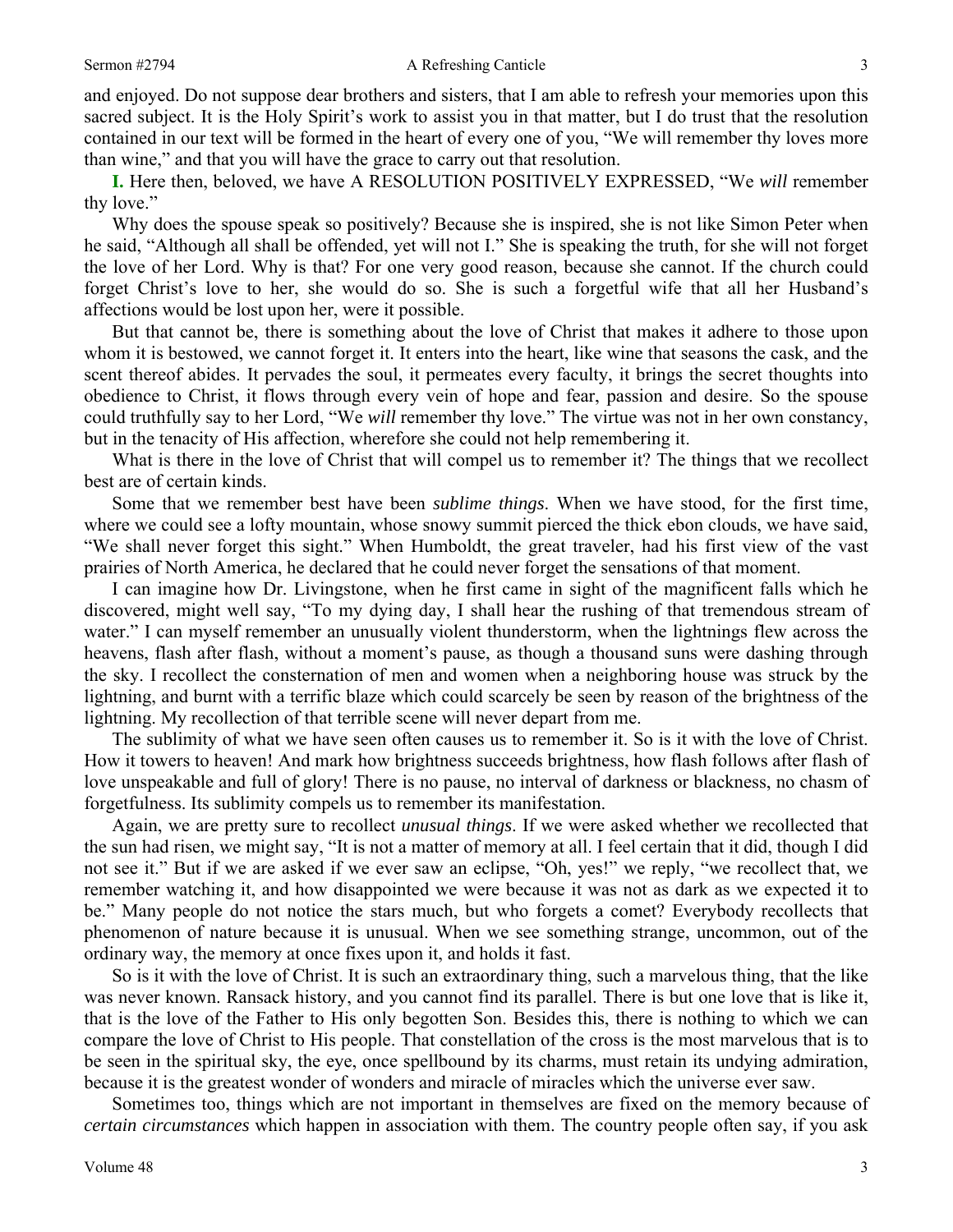and enjoyed. Do not suppose dear brothers and sisters, that I am able to refresh your memories upon this sacred subject. It is the Holy Spirit's work to assist you in that matter, but I do trust that the resolution contained in our text will be formed in the heart of every one of you, "We will remember thy loves more than wine," and that you will have the grace to carry out that resolution.

**I.** Here then, beloved, we have A RESOLUTION POSITIVELY EXPRESSED, "We *will* remember thy love."

Why does the spouse speak so positively? Because she is inspired, she is not like Simon Peter when he said, "Although all shall be offended, yet will not I." She is speaking the truth, for she will not forget the love of her Lord. Why is that? For one very good reason, because she cannot. If the church could forget Christ's love to her, she would do so. She is such a forgetful wife that all her Husband's affections would be lost upon her, were it possible.

But that cannot be, there is something about the love of Christ that makes it adhere to those upon whom it is bestowed, we cannot forget it. It enters into the heart, like wine that seasons the cask, and the scent thereof abides. It pervades the soul, it permeates every faculty, it brings the secret thoughts into obedience to Christ, it flows through every vein of hope and fear, passion and desire. So the spouse could truthfully say to her Lord, "We *will* remember thy love." The virtue was not in her own constancy, but in the tenacity of His affection, wherefore she could not help remembering it.

What is there in the love of Christ that will compel us to remember it? The things that we recollect best are of certain kinds.

Some that we remember best have been *sublime things*. When we have stood, for the first time, where we could see a lofty mountain, whose snowy summit pierced the thick ebon clouds, we have said, "We shall never forget this sight." When Humboldt, the great traveler, had his first view of the vast prairies of North America, he declared that he could never forget the sensations of that moment.

I can imagine how Dr. Livingstone, when he first came in sight of the magnificent falls which he discovered, might well say, "To my dying day, I shall hear the rushing of that tremendous stream of water." I can myself remember an unusually violent thunderstorm, when the lightnings flew across the heavens, flash after flash, without a moment's pause, as though a thousand suns were dashing through the sky. I recollect the consternation of men and women when a neighboring house was struck by the lightning, and burnt with a terrific blaze which could scarcely be seen by reason of the brightness of the lightning. My recollection of that terrible scene will never depart from me.

The sublimity of what we have seen often causes us to remember it. So is it with the love of Christ. How it towers to heaven! And mark how brightness succeeds brightness, how flash follows after flash of love unspeakable and full of glory! There is no pause, no interval of darkness or blackness, no chasm of forgetfulness. Its sublimity compels us to remember its manifestation.

Again, we are pretty sure to recollect *unusual things*. If we were asked whether we recollected that the sun had risen, we might say, "It is not a matter of memory at all. I feel certain that it did, though I did not see it." But if we are asked if we ever saw an eclipse, "Oh, yes!" we reply, "we recollect that, we remember watching it, and how disappointed we were because it was not as dark as we expected it to be." Many people do not notice the stars much, but who forgets a comet? Everybody recollects that phenomenon of nature because it is unusual. When we see something strange, uncommon, out of the ordinary way, the memory at once fixes upon it, and holds it fast.

So is it with the love of Christ. It is such an extraordinary thing, such a marvelous thing, that the like was never known. Ransack history, and you cannot find its parallel. There is but one love that is like it, that is the love of the Father to His only begotten Son. Besides this, there is nothing to which we can compare the love of Christ to His people. That constellation of the cross is the most marvelous that is to be seen in the spiritual sky, the eye, once spellbound by its charms, must retain its undying admiration, because it is the greatest wonder of wonders and miracle of miracles which the universe ever saw.

Sometimes too, things which are not important in themselves are fixed on the memory because of *certain circumstances* which happen in association with them. The country people often say, if you ask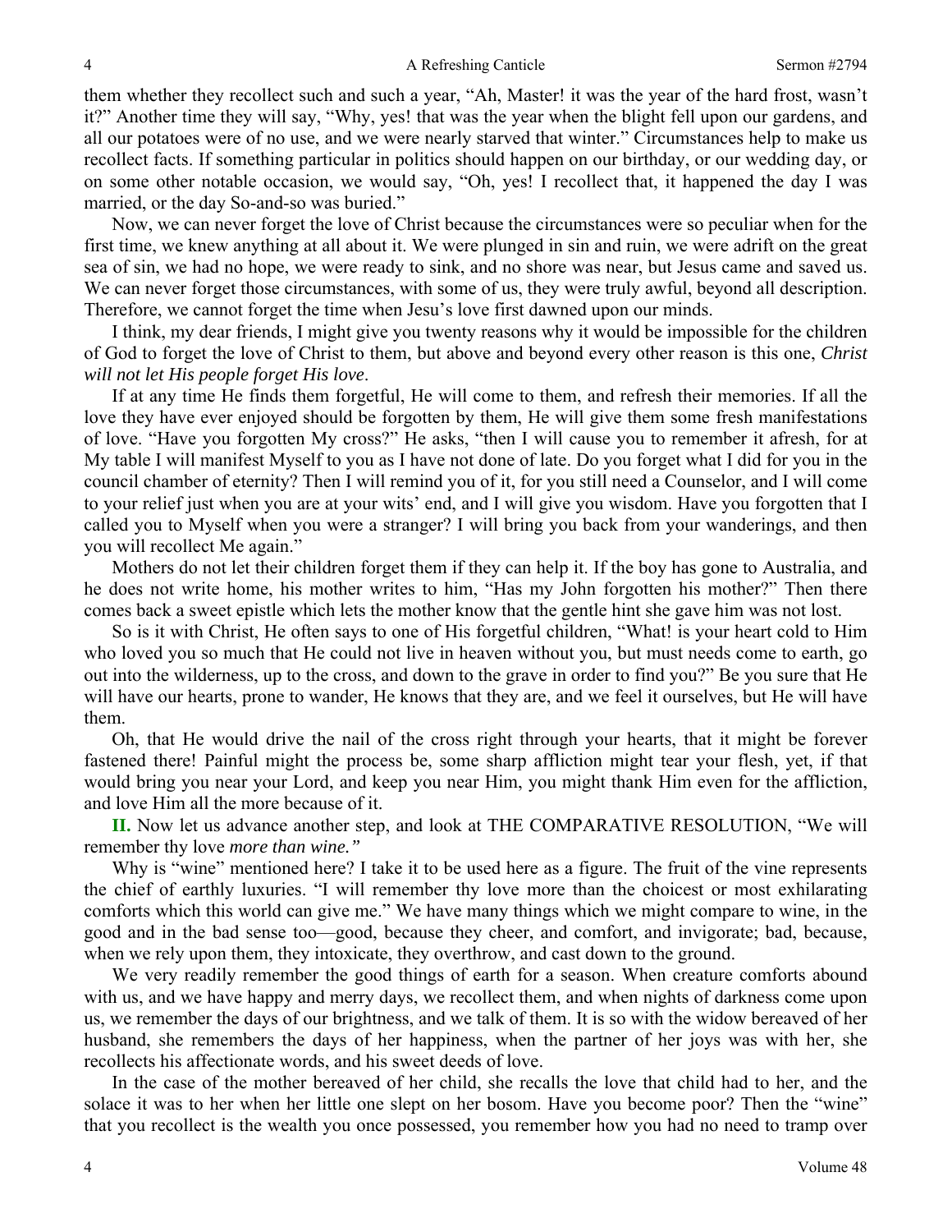them whether they recollect such and such a year, "Ah, Master! it was the year of the hard frost, wasn't it?" Another time they will say, "Why, yes! that was the year when the blight fell upon our gardens, and all our potatoes were of no use, and we were nearly starved that winter." Circumstances help to make us recollect facts. If something particular in politics should happen on our birthday, or our wedding day, or on some other notable occasion, we would say, "Oh, yes! I recollect that, it happened the day I was married, or the day So-and-so was buried."

Now, we can never forget the love of Christ because the circumstances were so peculiar when for the first time, we knew anything at all about it. We were plunged in sin and ruin, we were adrift on the great sea of sin, we had no hope, we were ready to sink, and no shore was near, but Jesus came and saved us. We can never forget those circumstances, with some of us, they were truly awful, beyond all description. Therefore, we cannot forget the time when Jesu's love first dawned upon our minds.

I think, my dear friends, I might give you twenty reasons why it would be impossible for the children of God to forget the love of Christ to them, but above and beyond every other reason is this one, *Christ will not let His people forget His love*.

If at any time He finds them forgetful, He will come to them, and refresh their memories. If all the love they have ever enjoyed should be forgotten by them, He will give them some fresh manifestations of love. "Have you forgotten My cross?" He asks, "then I will cause you to remember it afresh, for at My table I will manifest Myself to you as I have not done of late. Do you forget what I did for you in the council chamber of eternity? Then I will remind you of it, for you still need a Counselor, and I will come to your relief just when you are at your wits' end, and I will give you wisdom. Have you forgotten that I called you to Myself when you were a stranger? I will bring you back from your wanderings, and then you will recollect Me again."

Mothers do not let their children forget them if they can help it. If the boy has gone to Australia, and he does not write home, his mother writes to him, "Has my John forgotten his mother?" Then there comes back a sweet epistle which lets the mother know that the gentle hint she gave him was not lost.

So is it with Christ, He often says to one of His forgetful children, "What! is your heart cold to Him who loved you so much that He could not live in heaven without you, but must needs come to earth, go out into the wilderness, up to the cross, and down to the grave in order to find you?" Be you sure that He will have our hearts, prone to wander, He knows that they are, and we feel it ourselves, but He will have them.

Oh, that He would drive the nail of the cross right through your hearts, that it might be forever fastened there! Painful might the process be, some sharp affliction might tear your flesh, yet, if that would bring you near your Lord, and keep you near Him, you might thank Him even for the affliction, and love Him all the more because of it.

**II.** Now let us advance another step, and look at THE COMPARATIVE RESOLUTION, "We will remember thy love *more than wine."*

Why is "wine" mentioned here? I take it to be used here as a figure. The fruit of the vine represents the chief of earthly luxuries. "I will remember thy love more than the choicest or most exhilarating comforts which this world can give me." We have many things which we might compare to wine, in the good and in the bad sense too—good, because they cheer, and comfort, and invigorate; bad, because, when we rely upon them, they intoxicate, they overthrow, and cast down to the ground.

We very readily remember the good things of earth for a season. When creature comforts abound with us, and we have happy and merry days, we recollect them, and when nights of darkness come upon us, we remember the days of our brightness, and we talk of them. It is so with the widow bereaved of her husband, she remembers the days of her happiness, when the partner of her joys was with her, she recollects his affectionate words, and his sweet deeds of love.

In the case of the mother bereaved of her child, she recalls the love that child had to her, and the solace it was to her when her little one slept on her bosom. Have you become poor? Then the "wine" that you recollect is the wealth you once possessed, you remember how you had no need to tramp over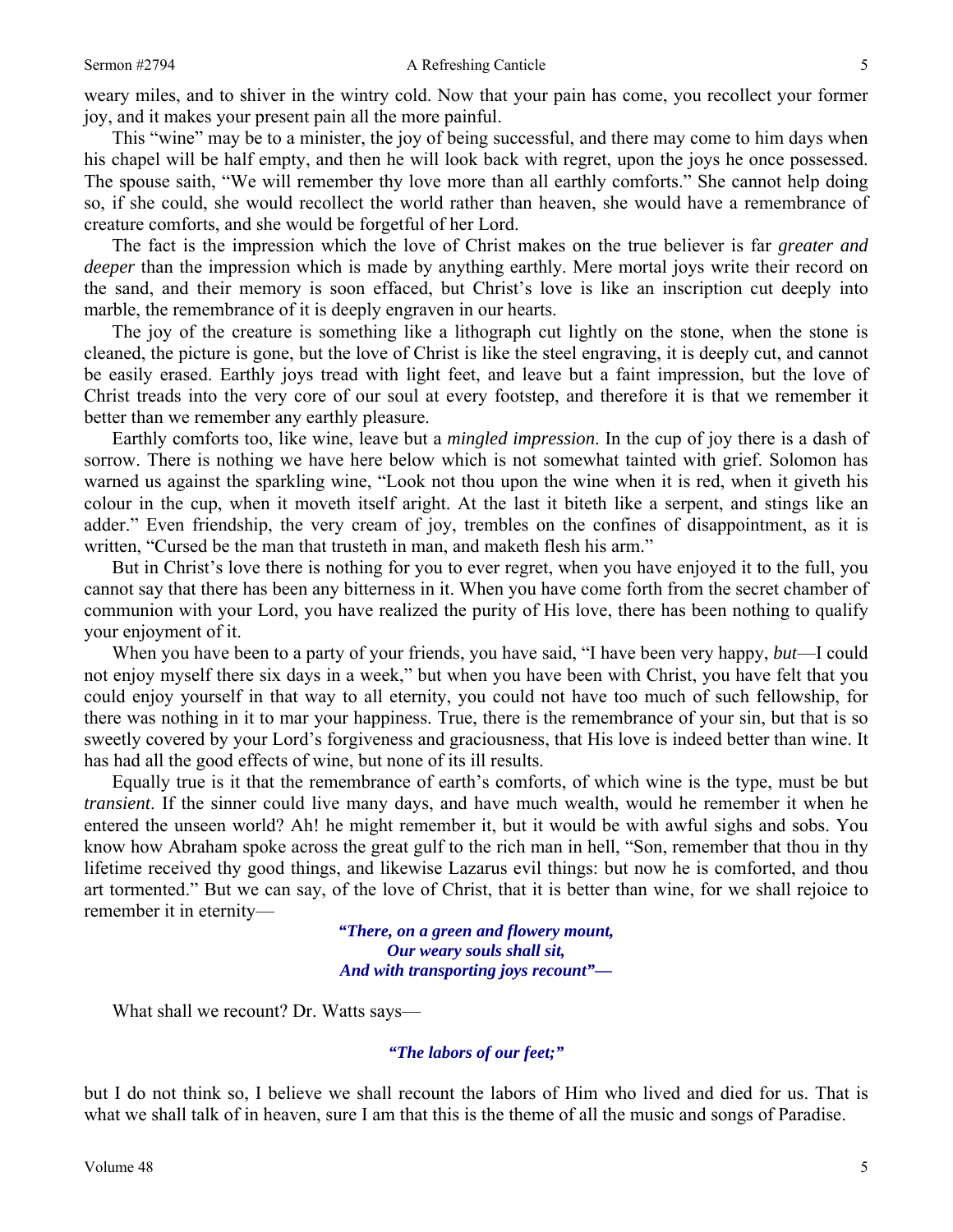weary miles, and to shiver in the wintry cold. Now that your pain has come, you recollect your former joy, and it makes your present pain all the more painful.

This "wine" may be to a minister, the joy of being successful, and there may come to him days when his chapel will be half empty, and then he will look back with regret, upon the joys he once possessed. The spouse saith, "We will remember thy love more than all earthly comforts." She cannot help doing so, if she could, she would recollect the world rather than heaven, she would have a remembrance of creature comforts, and she would be forgetful of her Lord.

The fact is the impression which the love of Christ makes on the true believer is far *greater and deeper* than the impression which is made by anything earthly. Mere mortal joys write their record on the sand, and their memory is soon effaced, but Christ's love is like an inscription cut deeply into marble, the remembrance of it is deeply engraven in our hearts.

The joy of the creature is something like a lithograph cut lightly on the stone, when the stone is cleaned, the picture is gone, but the love of Christ is like the steel engraving, it is deeply cut, and cannot be easily erased. Earthly joys tread with light feet, and leave but a faint impression, but the love of Christ treads into the very core of our soul at every footstep, and therefore it is that we remember it better than we remember any earthly pleasure.

Earthly comforts too, like wine, leave but a *mingled impression*. In the cup of joy there is a dash of sorrow. There is nothing we have here below which is not somewhat tainted with grief. Solomon has warned us against the sparkling wine, "Look not thou upon the wine when it is red, when it giveth his colour in the cup, when it moveth itself aright. At the last it biteth like a serpent, and stings like an adder." Even friendship, the very cream of joy, trembles on the confines of disappointment, as it is written, "Cursed be the man that trusteth in man, and maketh flesh his arm."

But in Christ's love there is nothing for you to ever regret, when you have enjoyed it to the full, you cannot say that there has been any bitterness in it. When you have come forth from the secret chamber of communion with your Lord, you have realized the purity of His love, there has been nothing to qualify your enjoyment of it.

When you have been to a party of your friends, you have said, "I have been very happy, *but*—I could not enjoy myself there six days in a week," but when you have been with Christ, you have felt that you could enjoy yourself in that way to all eternity, you could not have too much of such fellowship, for there was nothing in it to mar your happiness. True, there is the remembrance of your sin, but that is so sweetly covered by your Lord's forgiveness and graciousness, that His love is indeed better than wine. It has had all the good effects of wine, but none of its ill results.

Equally true is it that the remembrance of earth's comforts, of which wine is the type, must be but *transient*. If the sinner could live many days, and have much wealth, would he remember it when he entered the unseen world? Ah! he might remember it, but it would be with awful sighs and sobs. You know how Abraham spoke across the great gulf to the rich man in hell, "Son, remember that thou in thy lifetime received thy good things, and likewise Lazarus evil things: but now he is comforted, and thou art tormented." But we can say, of the love of Christ, that it is better than wine, for we shall rejoice to remember it in eternity—

***"There, on a green and flowery mount,***
***Our weary souls shall sit,***
***And with transporting joys recount"—***

What shall we recount? Dr. Watts says—

***"The labors of our feet;"***

but I do not think so, I believe we shall recount the labors of Him who lived and died for us. That is what we shall talk of in heaven, sure I am that this is the theme of all the music and songs of Paradise.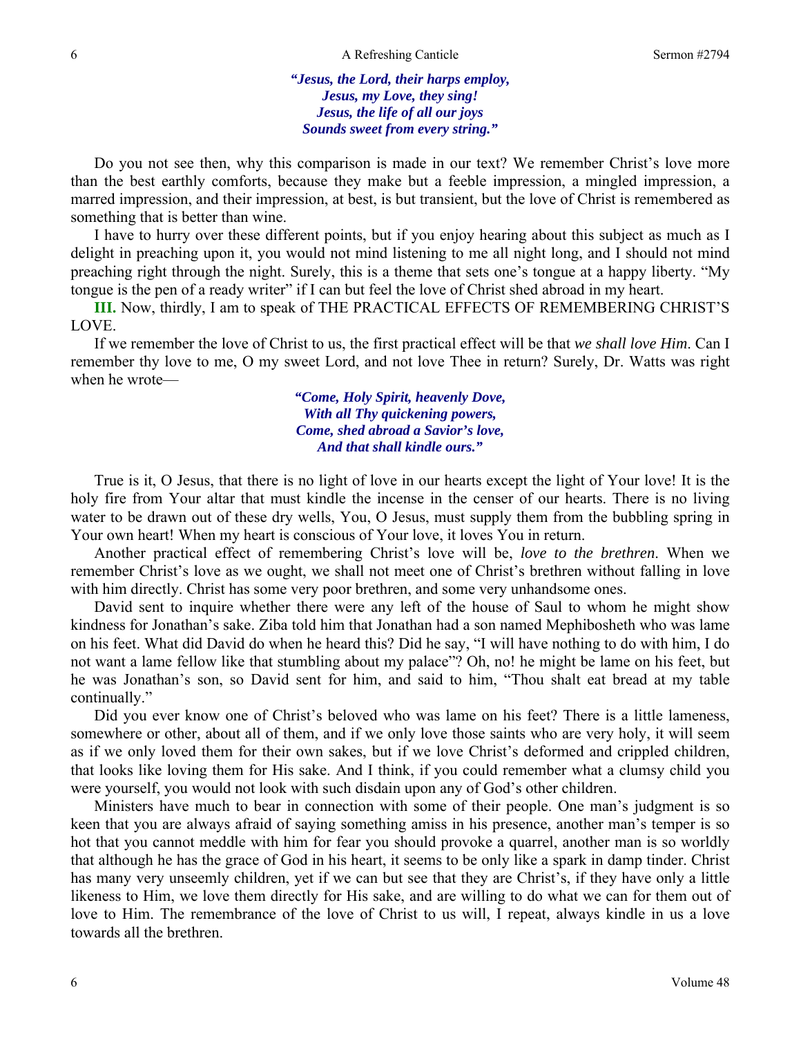*"Jesus, the Lord, their harps employ,*
*Jesus, my Love, they sing!*
*Jesus, the life of all our joys*
*Sounds sweet from every string."*

Do you not see then, why this comparison is made in our text? We remember Christ's love more than the best earthly comforts, because they make but a feeble impression, a mingled impression, a marred impression, and their impression, at best, is but transient, but the love of Christ is remembered as something that is better than wine.

I have to hurry over these different points, but if you enjoy hearing about this subject as much as I delight in preaching upon it, you would not mind listening to me all night long, and I should not mind preaching right through the night. Surely, this is a theme that sets one's tongue at a happy liberty. "My tongue is the pen of a ready writer" if I can but feel the love of Christ shed abroad in my heart.

**III.** Now, thirdly, I am to speak of THE PRACTICAL EFFECTS OF REMEMBERING CHRIST'S LOVE.

If we remember the love of Christ to us, the first practical effect will be that *we shall love Him*. Can I remember thy love to me, O my sweet Lord, and not love Thee in return? Surely, Dr. Watts was right when he wrote—

*"Come, Holy Spirit, heavenly Dove,*
*With all Thy quickening powers,*
*Come, shed abroad a Savior's love,*
*And that shall kindle ours."*

True is it, O Jesus, that there is no light of love in our hearts except the light of Your love! It is the holy fire from Your altar that must kindle the incense in the censer of our hearts. There is no living water to be drawn out of these dry wells, You, O Jesus, must supply them from the bubbling spring in Your own heart! When my heart is conscious of Your love, it loves You in return.

Another practical effect of remembering Christ's love will be, *love to the brethren*. When we remember Christ's love as we ought, we shall not meet one of Christ's brethren without falling in love with him directly. Christ has some very poor brethren, and some very unhandsome ones.

David sent to inquire whether there were any left of the house of Saul to whom he might show kindness for Jonathan's sake. Ziba told him that Jonathan had a son named Mephibosheth who was lame on his feet. What did David do when he heard this? Did he say, "I will have nothing to do with him, I do not want a lame fellow like that stumbling about my palace"? Oh, no! he might be lame on his feet, but he was Jonathan's son, so David sent for him, and said to him, "Thou shalt eat bread at my table continually."

Did you ever know one of Christ's beloved who was lame on his feet? There is a little lameness, somewhere or other, about all of them, and if we only love those saints who are very holy, it will seem as if we only loved them for their own sakes, but if we love Christ's deformed and crippled children, that looks like loving them for His sake. And I think, if you could remember what a clumsy child you were yourself, you would not look with such disdain upon any of God's other children.

Ministers have much to bear in connection with some of their people. One man's judgment is so keen that you are always afraid of saying something amiss in his presence, another man's temper is so hot that you cannot meddle with him for fear you should provoke a quarrel, another man is so worldly that although he has the grace of God in his heart, it seems to be only like a spark in damp tinder. Christ has many very unseemly children, yet if we can but see that they are Christ's, if they have only a little likeness to Him, we love them directly for His sake, and are willing to do what we can for them out of love to Him. The remembrance of the love of Christ to us will, I repeat, always kindle in us a love towards all the brethren.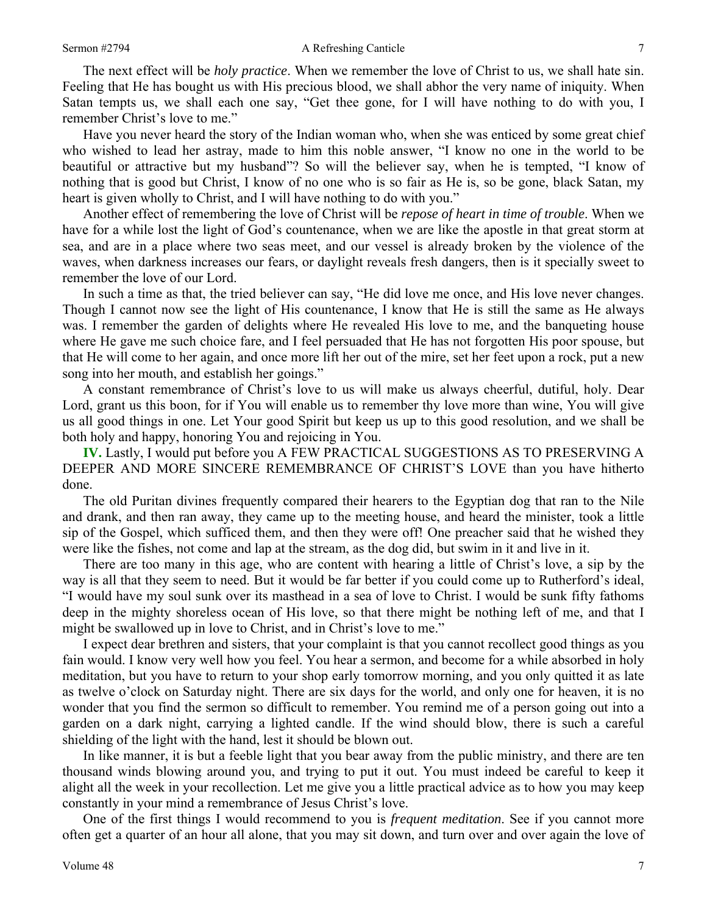The next effect will be *holy practice*. When we remember the love of Christ to us, we shall hate sin. Feeling that He has bought us with His precious blood, we shall abhor the very name of iniquity. When Satan tempts us, we shall each one say, "Get thee gone, for I will have nothing to do with you, I remember Christ's love to me."

Have you never heard the story of the Indian woman who, when she was enticed by some great chief who wished to lead her astray, made to him this noble answer, "I know no one in the world to be beautiful or attractive but my husband"? So will the believer say, when he is tempted, "I know of nothing that is good but Christ, I know of no one who is so fair as He is, so be gone, black Satan, my heart is given wholly to Christ, and I will have nothing to do with you."

Another effect of remembering the love of Christ will be *repose of heart in time of trouble*. When we have for a while lost the light of God's countenance, when we are like the apostle in that great storm at sea, and are in a place where two seas meet, and our vessel is already broken by the violence of the waves, when darkness increases our fears, or daylight reveals fresh dangers, then is it specially sweet to remember the love of our Lord.

In such a time as that, the tried believer can say, "He did love me once, and His love never changes. Though I cannot now see the light of His countenance, I know that He is still the same as He always was. I remember the garden of delights where He revealed His love to me, and the banqueting house where He gave me such choice fare, and I feel persuaded that He has not forgotten His poor spouse, but that He will come to her again, and once more lift her out of the mire, set her feet upon a rock, put a new song into her mouth, and establish her goings."

A constant remembrance of Christ's love to us will make us always cheerful, dutiful, holy. Dear Lord, grant us this boon, for if You will enable us to remember thy love more than wine, You will give us all good things in one. Let Your good Spirit but keep us up to this good resolution, and we shall be both holy and happy, honoring You and rejoicing in You.

**IV.** Lastly, I would put before you A FEW PRACTICAL SUGGESTIONS AS TO PRESERVING A DEEPER AND MORE SINCERE REMEMBRANCE OF CHRIST'S LOVE than you have hitherto done.

The old Puritan divines frequently compared their hearers to the Egyptian dog that ran to the Nile and drank, and then ran away, they came up to the meeting house, and heard the minister, took a little sip of the Gospel, which sufficed them, and then they were off! One preacher said that he wished they were like the fishes, not come and lap at the stream, as the dog did, but swim in it and live in it.

There are too many in this age, who are content with hearing a little of Christ's love, a sip by the way is all that they seem to need. But it would be far better if you could come up to Rutherford's ideal, "I would have my soul sunk over its masthead in a sea of love to Christ. I would be sunk fifty fathoms deep in the mighty shoreless ocean of His love, so that there might be nothing left of me, and that I might be swallowed up in love to Christ, and in Christ's love to me."

I expect dear brethren and sisters, that your complaint is that you cannot recollect good things as you fain would. I know very well how you feel. You hear a sermon, and become for a while absorbed in holy meditation, but you have to return to your shop early tomorrow morning, and you only quitted it as late as twelve o'clock on Saturday night. There are six days for the world, and only one for heaven, it is no wonder that you find the sermon so difficult to remember. You remind me of a person going out into a garden on a dark night, carrying a lighted candle. If the wind should blow, there is such a careful shielding of the light with the hand, lest it should be blown out.

In like manner, it is but a feeble light that you bear away from the public ministry, and there are ten thousand winds blowing around you, and trying to put it out. You must indeed be careful to keep it alight all the week in your recollection. Let me give you a little practical advice as to how you may keep constantly in your mind a remembrance of Jesus Christ's love.

One of the first things I would recommend to you is *frequent meditation*. See if you cannot more often get a quarter of an hour all alone, that you may sit down, and turn over and over again the love of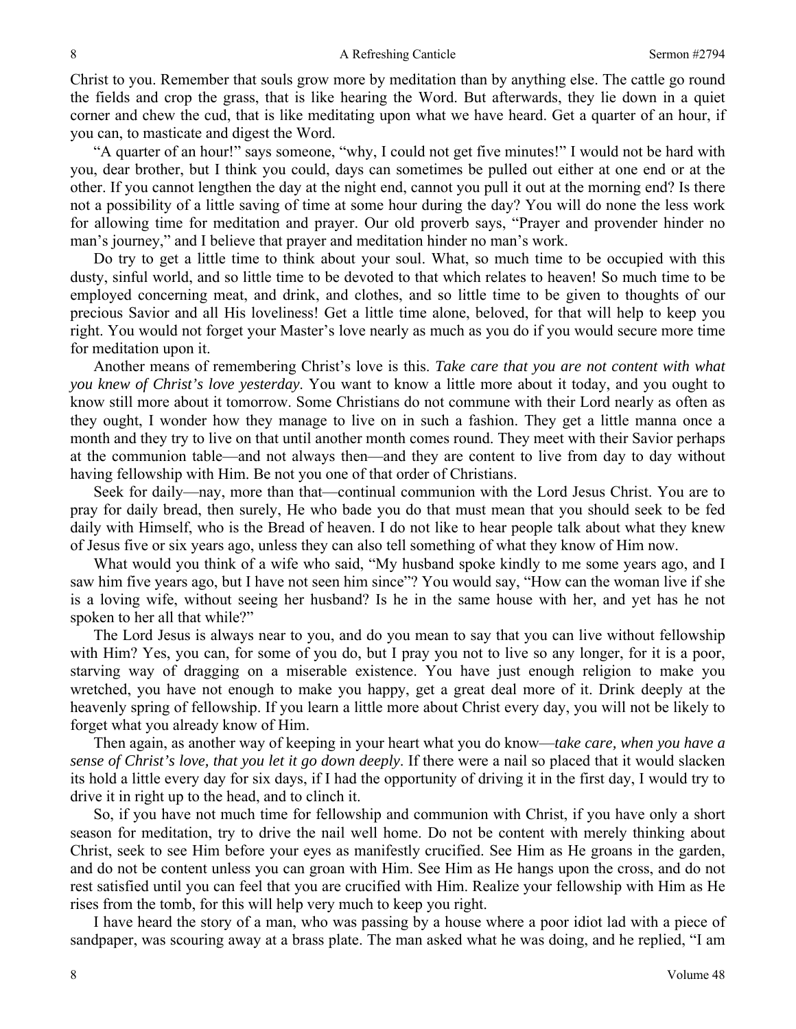Christ to you. Remember that souls grow more by meditation than by anything else. The cattle go round the fields and crop the grass, that is like hearing the Word. But afterwards, they lie down in a quiet corner and chew the cud, that is like meditating upon what we have heard. Get a quarter of an hour, if you can, to masticate and digest the Word.

"A quarter of an hour!" says someone, "why, I could not get five minutes!" I would not be hard with you, dear brother, but I think you could, days can sometimes be pulled out either at one end or at the other. If you cannot lengthen the day at the night end, cannot you pull it out at the morning end? Is there not a possibility of a little saving of time at some hour during the day? You will do none the less work for allowing time for meditation and prayer. Our old proverb says, "Prayer and provender hinder no man's journey," and I believe that prayer and meditation hinder no man's work.

Do try to get a little time to think about your soul. What, so much time to be occupied with this dusty, sinful world, and so little time to be devoted to that which relates to heaven! So much time to be employed concerning meat, and drink, and clothes, and so little time to be given to thoughts of our precious Savior and all His loveliness! Get a little time alone, beloved, for that will help to keep you right. You would not forget your Master's love nearly as much as you do if you would secure more time for meditation upon it.

Another means of remembering Christ's love is this. *Take care that you are not content with what you knew of Christ's love yesterday*. You want to know a little more about it today, and you ought to know still more about it tomorrow. Some Christians do not commune with their Lord nearly as often as they ought, I wonder how they manage to live on in such a fashion. They get a little manna once a month and they try to live on that until another month comes round. They meet with their Savior perhaps at the communion table—and not always then—and they are content to live from day to day without having fellowship with Him. Be not you one of that order of Christians.

Seek for daily—nay, more than that—continual communion with the Lord Jesus Christ. You are to pray for daily bread, then surely, He who bade you do that must mean that you should seek to be fed daily with Himself, who is the Bread of heaven. I do not like to hear people talk about what they knew of Jesus five or six years ago, unless they can also tell something of what they know of Him now.

What would you think of a wife who said, "My husband spoke kindly to me some years ago, and I saw him five years ago, but I have not seen him since"? You would say, "How can the woman live if she is a loving wife, without seeing her husband? Is he in the same house with her, and yet has he not spoken to her all that while?"

The Lord Jesus is always near to you, and do you mean to say that you can live without fellowship with Him? Yes, you can, for some of you do, but I pray you not to live so any longer, for it is a poor, starving way of dragging on a miserable existence. You have just enough religion to make you wretched, you have not enough to make you happy, get a great deal more of it. Drink deeply at the heavenly spring of fellowship. If you learn a little more about Christ every day, you will not be likely to forget what you already know of Him.

Then again, as another way of keeping in your heart what you do know—*take care, when you have a sense of Christ's love, that you let it go down deeply*. If there were a nail so placed that it would slacken its hold a little every day for six days, if I had the opportunity of driving it in the first day, I would try to drive it in right up to the head, and to clinch it.

So, if you have not much time for fellowship and communion with Christ, if you have only a short season for meditation, try to drive the nail well home. Do not be content with merely thinking about Christ, seek to see Him before your eyes as manifestly crucified. See Him as He groans in the garden, and do not be content unless you can groan with Him. See Him as He hangs upon the cross, and do not rest satisfied until you can feel that you are crucified with Him. Realize your fellowship with Him as He rises from the tomb, for this will help very much to keep you right.

I have heard the story of a man, who was passing by a house where a poor idiot lad with a piece of sandpaper, was scouring away at a brass plate. The man asked what he was doing, and he replied, "I am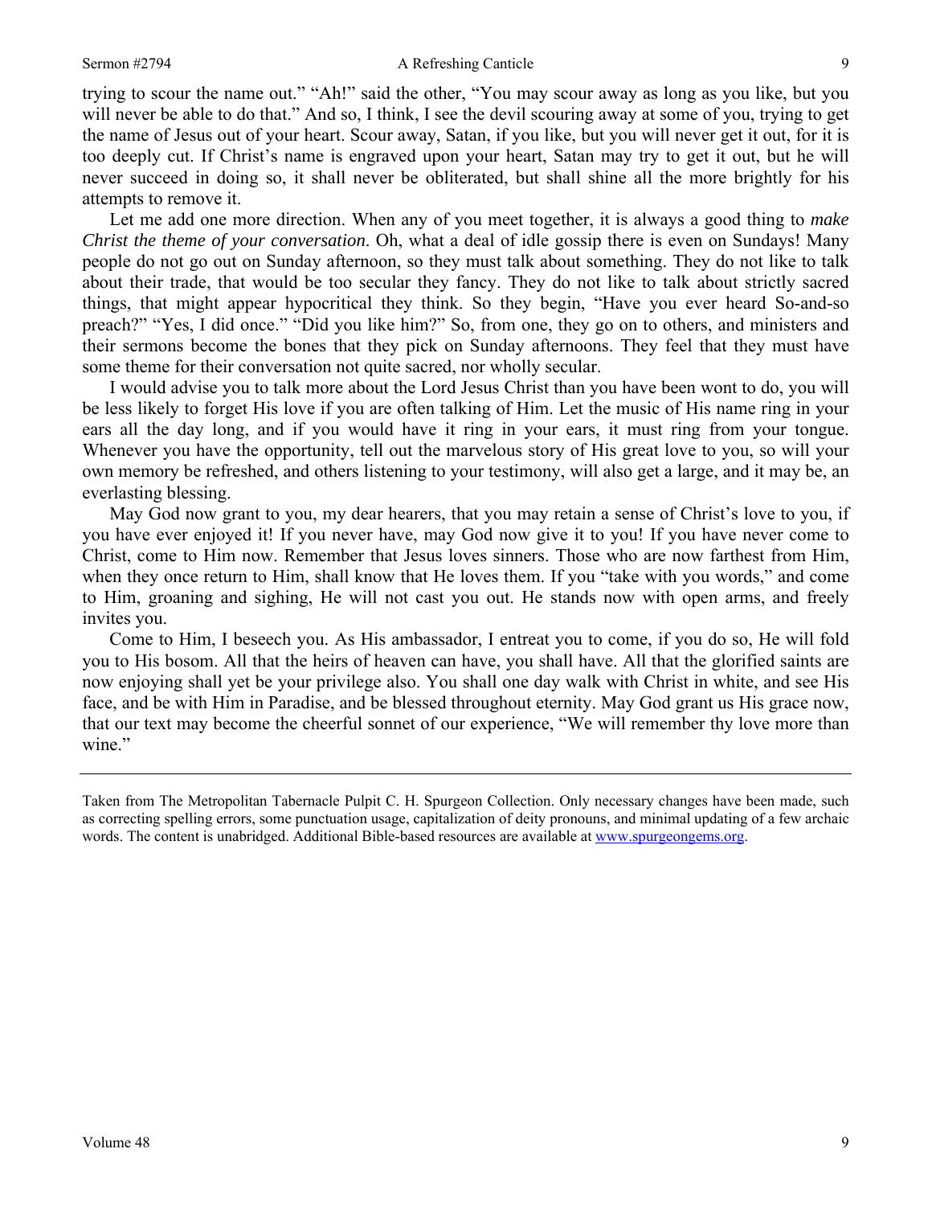trying to scour the name out." "Ah!" said the other, "You may scour away as long as you like, but you will never be able to do that." And so, I think, I see the devil scouring away at some of you, trying to get the name of Jesus out of your heart. Scour away, Satan, if you like, but you will never get it out, for it is too deeply cut. If Christ's name is engraved upon your heart, Satan may try to get it out, but he will never succeed in doing so, it shall never be obliterated, but shall shine all the more brightly for his attempts to remove it.

Let me add one more direction. When any of you meet together, it is always a good thing to *make Christ the theme of your conversation*. Oh, what a deal of idle gossip there is even on Sundays! Many people do not go out on Sunday afternoon, so they must talk about something. They do not like to talk about their trade, that would be too secular they fancy. They do not like to talk about strictly sacred things, that might appear hypocritical they think. So they begin, "Have you ever heard So-and-so preach?" "Yes, I did once." "Did you like him?" So, from one, they go on to others, and ministers and their sermons become the bones that they pick on Sunday afternoons. They feel that they must have some theme for their conversation not quite sacred, nor wholly secular.

I would advise you to talk more about the Lord Jesus Christ than you have been wont to do, you will be less likely to forget His love if you are often talking of Him. Let the music of His name ring in your ears all the day long, and if you would have it ring in your ears, it must ring from your tongue. Whenever you have the opportunity, tell out the marvelous story of His great love to you, so will your own memory be refreshed, and others listening to your testimony, will also get a large, and it may be, an everlasting blessing.

May God now grant to you, my dear hearers, that you may retain a sense of Christ's love to you, if you have ever enjoyed it! If you never have, may God now give it to you! If you have never come to Christ, come to Him now. Remember that Jesus loves sinners. Those who are now farthest from Him, when they once return to Him, shall know that He loves them. If you "take with you words," and come to Him, groaning and sighing, He will not cast you out. He stands now with open arms, and freely invites you.

Come to Him, I beseech you. As His ambassador, I entreat you to come, if you do so, He will fold you to His bosom. All that the heirs of heaven can have, you shall have. All that the glorified saints are now enjoying shall yet be your privilege also. You shall one day walk with Christ in white, and see His face, and be with Him in Paradise, and be blessed throughout eternity. May God grant us His grace now, that our text may become the cheerful sonnet of our experience, "We will remember thy love more than wine."

---

Taken from The Metropolitan Tabernacle Pulpit C. H. Spurgeon Collection. Only necessary changes have been made, such as correcting spelling errors, some punctuation usage, capitalization of deity pronouns, and minimal updating of a few archaic words. The content is unabridged. Additional Bible-based resources are available at www.spurgeongems.org.